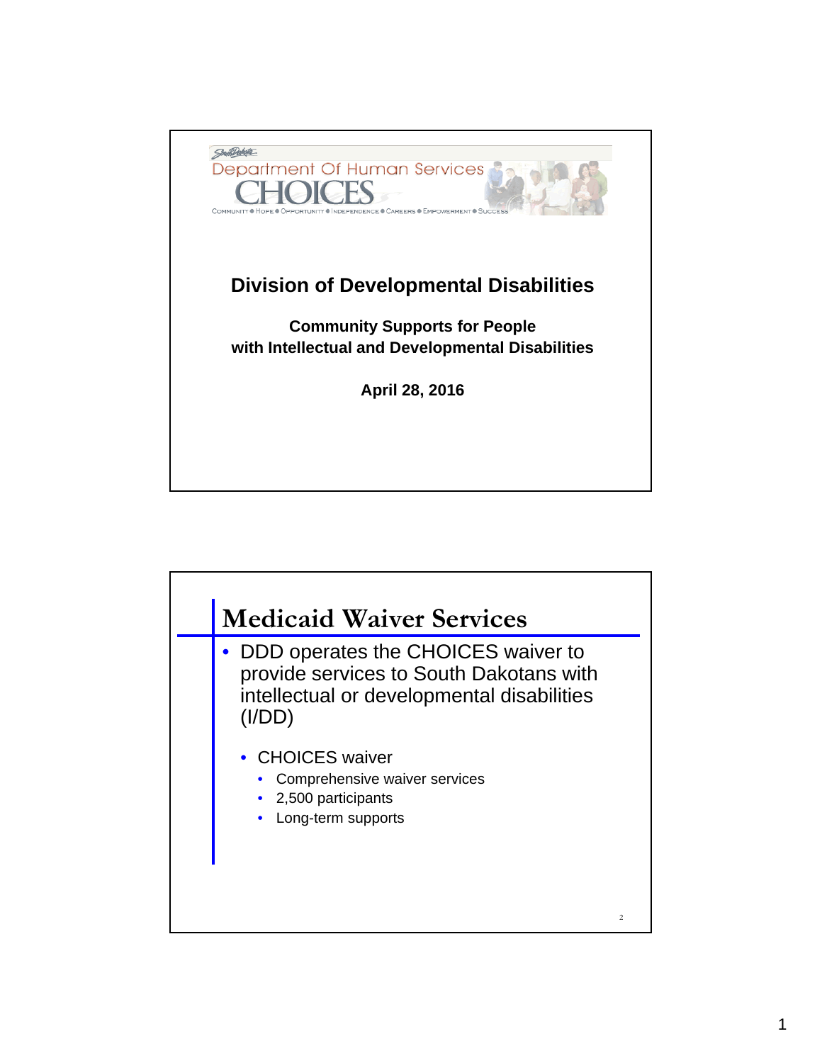Department Of Human Services

CHOICES

COMMUNITY ● HOPE ● OPPORTUNITY ● INDEPENDENCE ● CAREERS ● EMPOWERMENT ● SUCCESS

## Division of Developmental Disabilities

**Community Supports for People with Intellectual and Developmental Disabilities**

**April 28, 2016**

## Medicaid Waiver Services

- DDD operates the CHOICES waiver to provide services to South Dakotans with intellectual or developmental disabilities (I/DD)
  - CHOICES waiver
    - Comprehensive waiver services
    - 2,500 participants
    - Long-term supports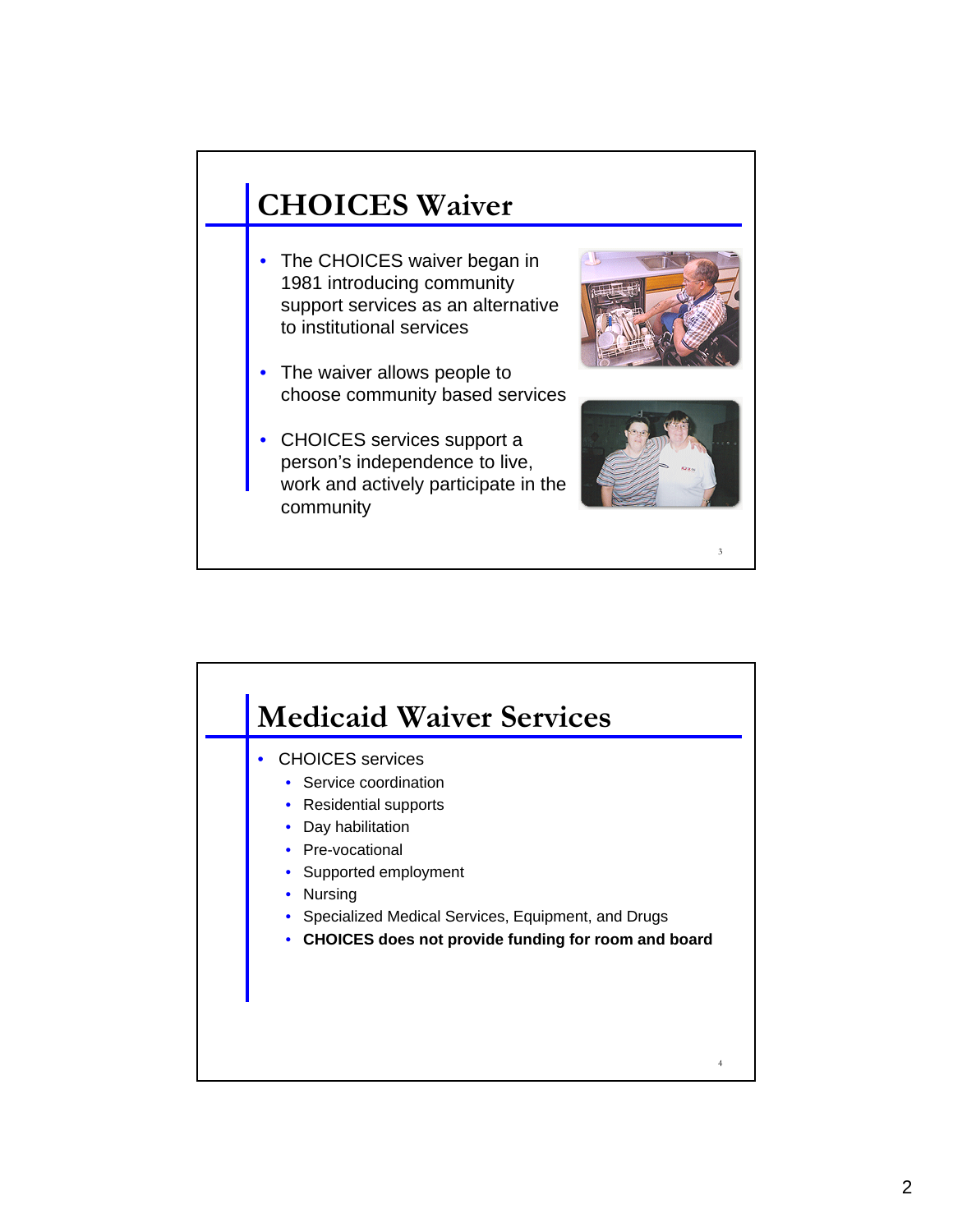## CHOICES Waiver

- The CHOICES waiver began in 1981 introducing community support services as an alternative to institutional services
- The waiver allows people to choose community based services
- CHOICES services support a person's independence to live, work and actively participate in the community

## Medicaid Waiver Services

- CHOICES services
  - Service coordination
  - Residential supports
  - Day habilitation
  - Pre-vocational
  - Supported employment
  - Nursing
  - Specialized Medical Services, Equipment, and Drugs
  - **CHOICES does not provide funding for room and board**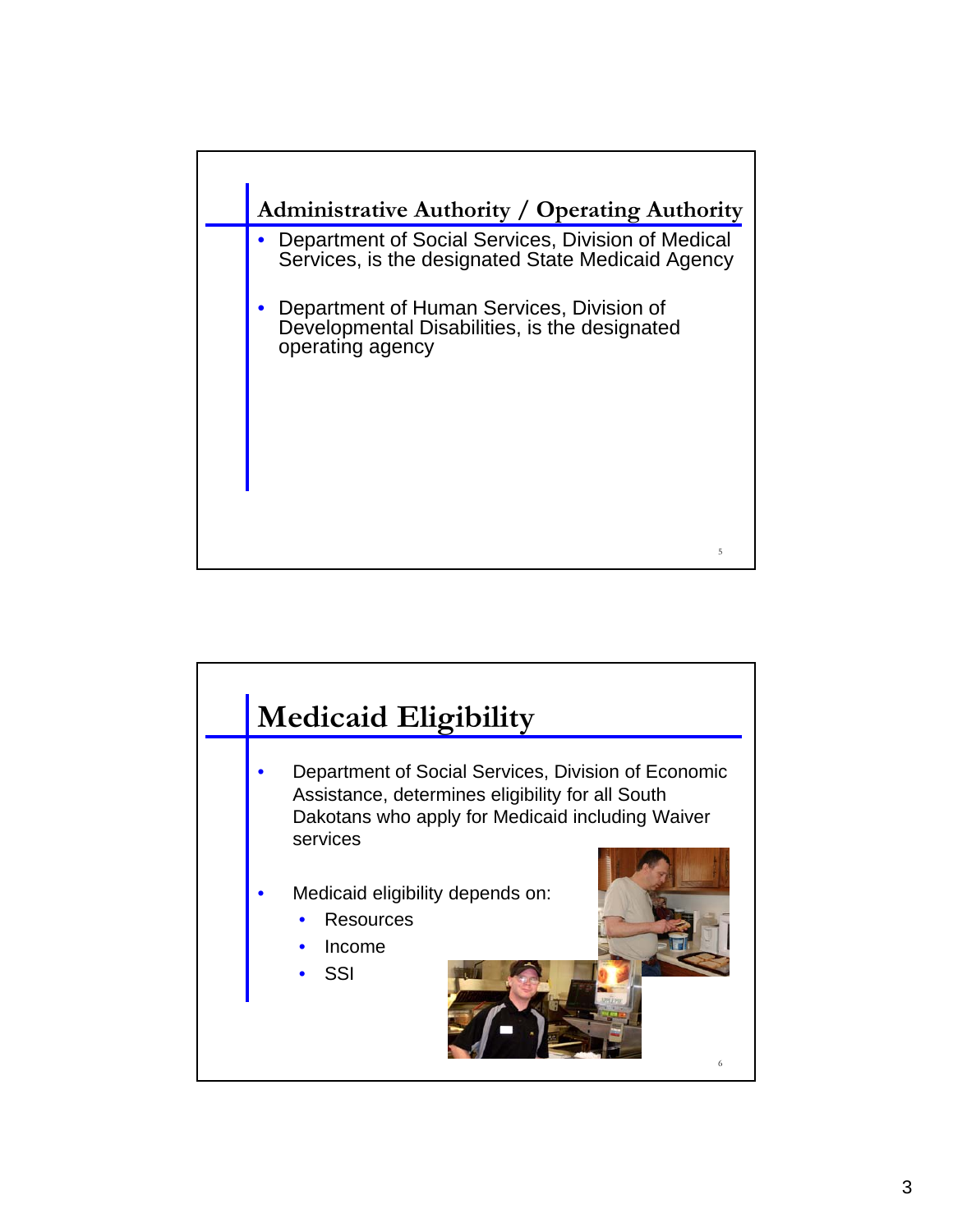## Administrative Authority / Operating Authority

- Department of Social Services, Division of Medical Services, is the designated State Medicaid Agency
- Department of Human Services, Division of Developmental Disabilities, is the designated operating agency

## Medicaid Eligibility

- Department of Social Services, Division of Economic Assistance, determines eligibility for all South Dakotans who apply for Medicaid including Waiver services
- Medicaid eligibility depends on:
  - Resources
  - Income
  - SSI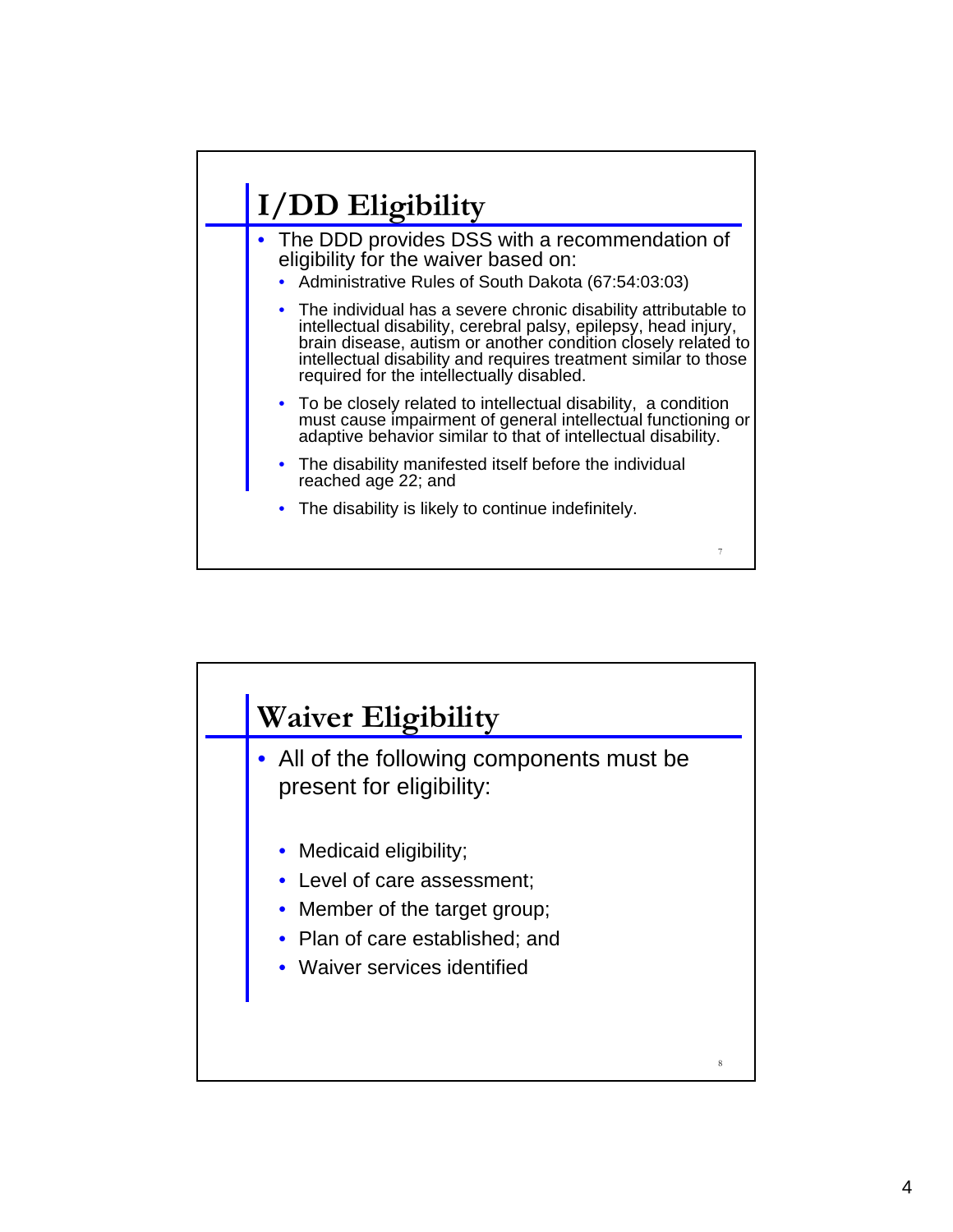## I/DD Eligibility

- The DDD provides DSS with a recommendation of eligibility for the waiver based on:
  - Administrative Rules of South Dakota (67:54:03:03)
  - The individual has a severe chronic disability attributable to intellectual disability, cerebral palsy, epilepsy, head injury, brain disease, autism or another condition closely related to intellectual disability and requires treatment similar to those required for the intellectually disabled.
  - To be closely related to intellectual disability, a condition must cause impairment of general intellectual functioning or adaptive behavior similar to that of intellectual disability.
  - The disability manifested itself before the individual reached age 22; and
  - The disability is likely to continue indefinitely.

## Waiver Eligibility

- All of the following components must be present for eligibility:
  - Medicaid eligibility;
  - Level of care assessment;
  - Member of the target group;
  - Plan of care established; and
  - Waiver services identified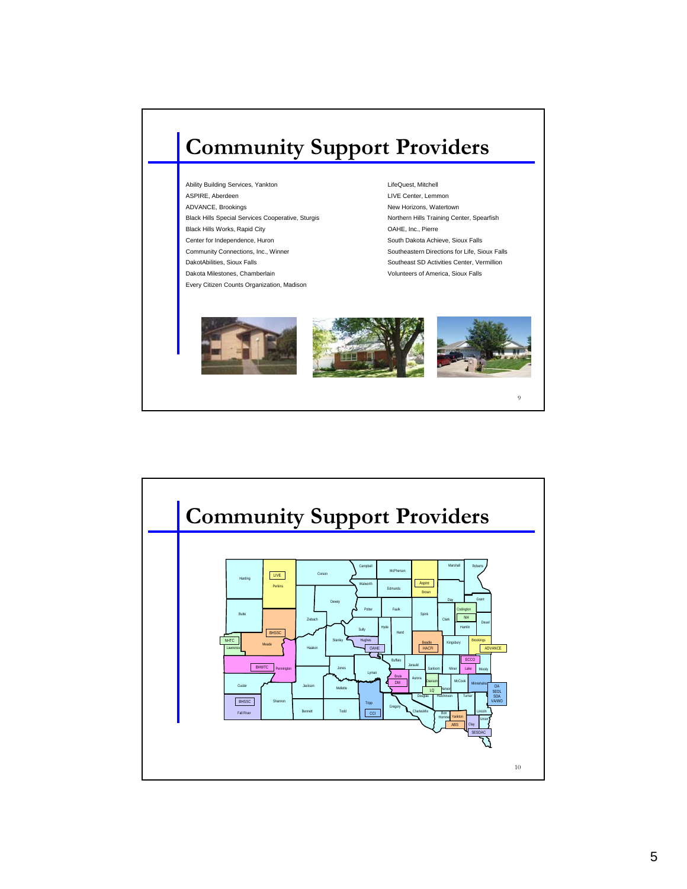# Community Support Providers

- Ability Building Services, Yankton
- ASPIRE, Aberdeen
- ADVANCE, Brookings
- Black Hills Special Services Cooperative, Sturgis
- Black Hills Works, Rapid City
- Center for Independence, Huron
- Community Connections, Inc., Winner
- DakotAbilities, Sioux Falls
- Dakota Milestones, Chamberlain
- Every Citizen Counts Organization, Madison
- LifeQuest, Mitchell
- LIVE Center, Lemmon
- New Horizons, Watertown
- Northern Hills Training Center, Spearfish
- OAHE, Inc., Pierre
- South Dakota Achieve, Sioux Falls
- Southeastern Directions for Life, Sioux Falls
- Southeast SD Activities Center, Vermillion
- Volunteers of America, Sioux Falls

# Community Support Providers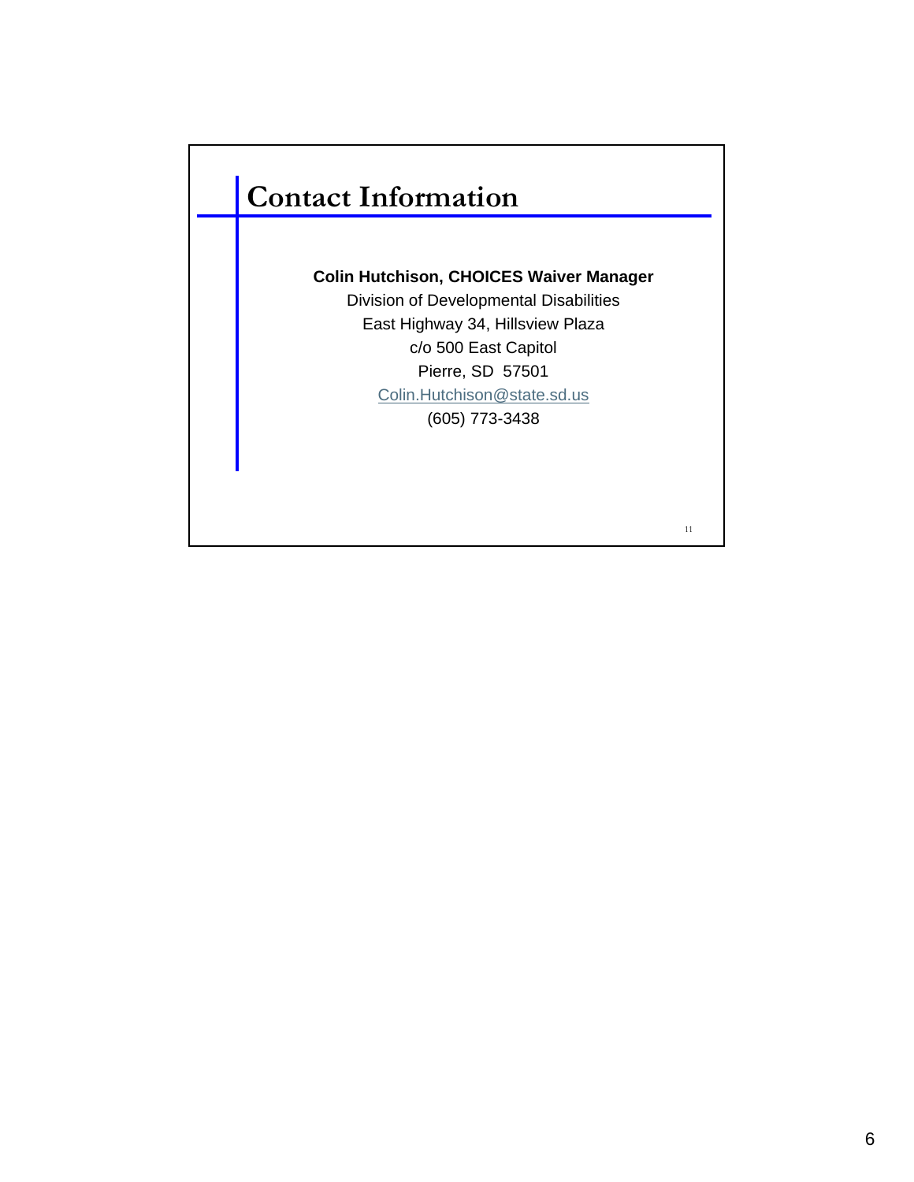## Contact Information

**Colin Hutchison, CHOICES Waiver Manager**

Division of Developmental Disabilities

East Highway 34, Hillsview Plaza

c/o 500 East Capitol

Pierre, SD 57501

Colin.Hutchison@state.sd.us

(605) 773-3438